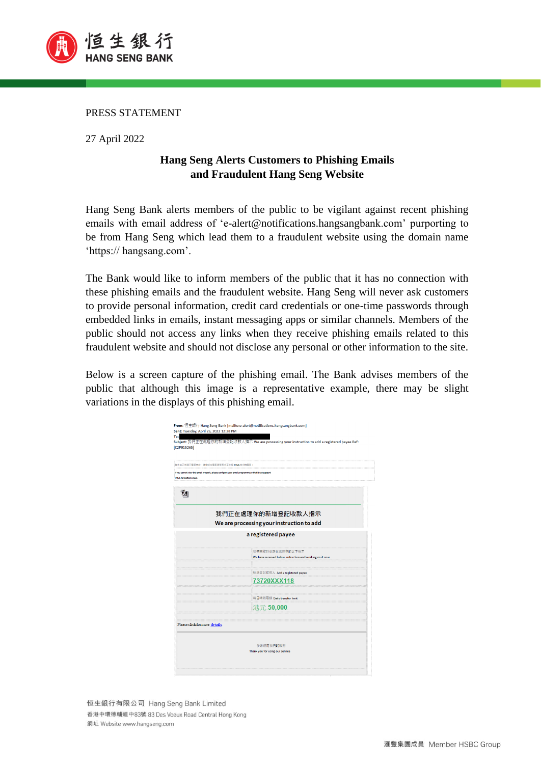PRESS STATEMENT

27 April 2022

# Hang Seng Alerts Customers to Phishing Emails and Fraudulent Hang Seng Website

Hang Seng Bank alerts members of the public to be vigilant against recent phishing emails with email address of 'e-alert@notifications.hangsangbank.com' purporting to be from Hang Seng which lead them to a fraudulent website using the domain name 'https:// hangsang.com'.

The Bank would like to inform members of the public that it has no connection with these phishing emails and the fraudulent website. Hang Seng will never ask customers to provide personal information, credit card credentials or one-time passwords through embedded links in emails, instant messaging apps or similar channels. Members of the public should not access any links when they receive phishing emails related to this fraudulent website and should not disclose any personal or other information to the site.

Below is a screen capture of the phishing email. The Bank advises members of the public that although this image is a representative example, there may be slight variations in the displays of this phishing email.

From: 恒生銀行 Hang Seng Bank [mailto:e-alert@notifications.hangsangbank.com]
Sent: Tuesday, April 26, 2022 12:28 PM
To:
Subject: 我們正在處理你的新增登記收款人指示 We are processing your instruction to add a registered payee Ref: [C2P915265]

我們正在處理你的新增登記收款人指示
We are processing your instruction to add a registered payee

We have received below instruction and working on it now

新增登記收款人 Add a registered payee
73720XXX118

每日轉賬限額 Daily transfer limit
港元 50,000

Please click for more details.

Thank you for using our service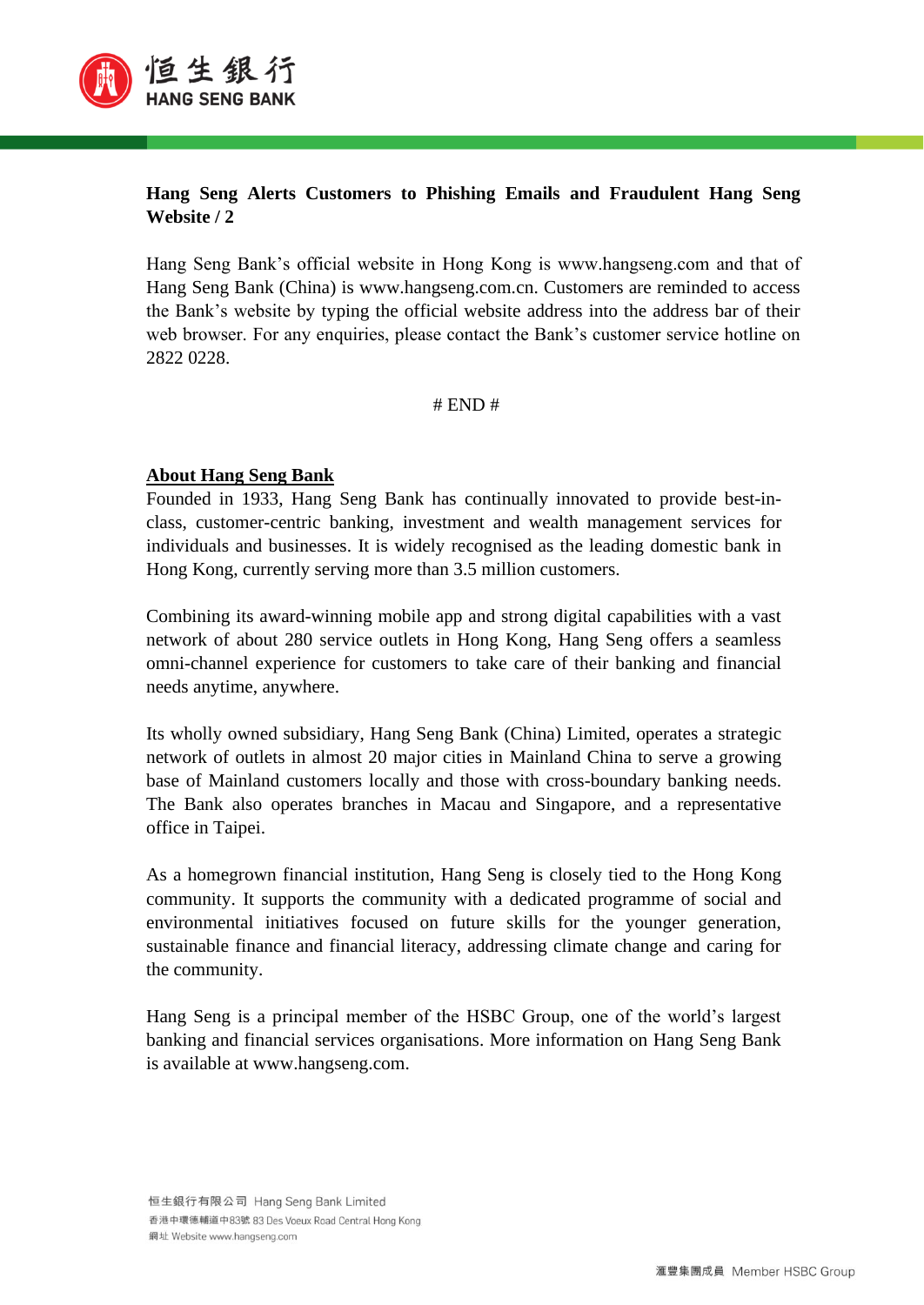**Hang Seng Alerts Customers to Phishing Emails and Fraudulent Hang Seng Website / 2**

Hang Seng Bank's official website in Hong Kong is www.hangseng.com and that of Hang Seng Bank (China) is www.hangseng.com.cn. Customers are reminded to access the Bank's website by typing the official website address into the address bar of their web browser. For any enquiries, please contact the Bank's customer service hotline on 2822 0228.

# END #

**About Hang Seng Bank**

Founded in 1933, Hang Seng Bank has continually innovated to provide best-in-class, customer-centric banking, investment and wealth management services for individuals and businesses. It is widely recognised as the leading domestic bank in Hong Kong, currently serving more than 3.5 million customers.

Combining its award-winning mobile app and strong digital capabilities with a vast network of about 280 service outlets in Hong Kong, Hang Seng offers a seamless omni-channel experience for customers to take care of their banking and financial needs anytime, anywhere.

Its wholly owned subsidiary, Hang Seng Bank (China) Limited, operates a strategic network of outlets in almost 20 major cities in Mainland China to serve a growing base of Mainland customers locally and those with cross-boundary banking needs. The Bank also operates branches in Macau and Singapore, and a representative office in Taipei.

As a homegrown financial institution, Hang Seng is closely tied to the Hong Kong community. It supports the community with a dedicated programme of social and environmental initiatives focused on future skills for the younger generation, sustainable finance and financial literacy, addressing climate change and caring for the community.

Hang Seng is a principal member of the HSBC Group, one of the world's largest banking and financial services organisations. More information on Hang Seng Bank is available at www.hangseng.com.